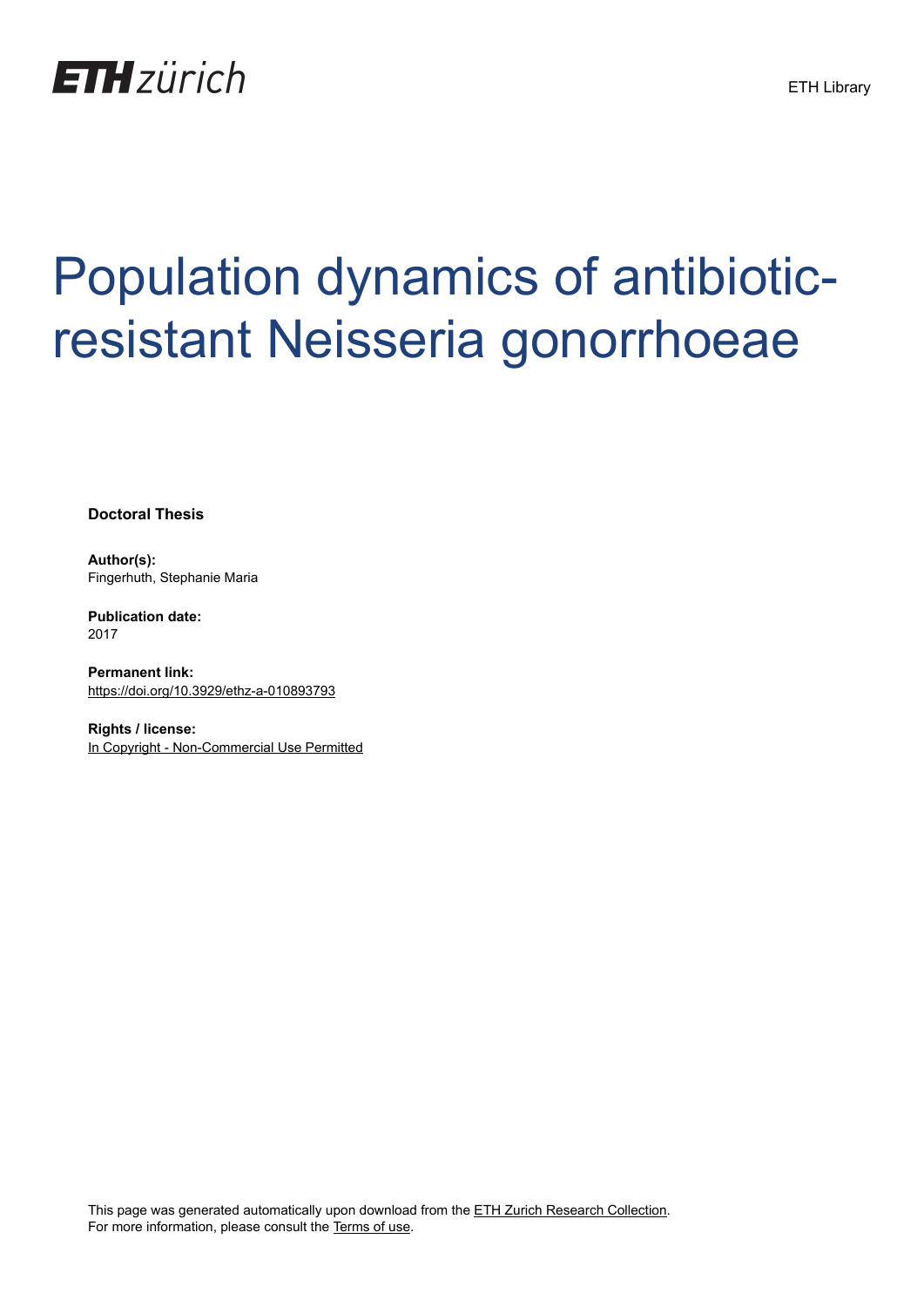ETH zürich

ETH Library

# Population dynamics of antibiotic-resistant Neisseria gonorrhoeae

**Doctoral Thesis**

**Author(s):**
Fingerhuth, Stephanie Maria

**Publication date:**
2017

**Permanent link:**
https://doi.org/10.3929/ethz-a-010893793

**Rights / license:**
In Copyright - Non-Commercial Use Permitted

This page was generated automatically upon download from the ETH Zurich Research Collection.
For more information, please consult the Terms of use.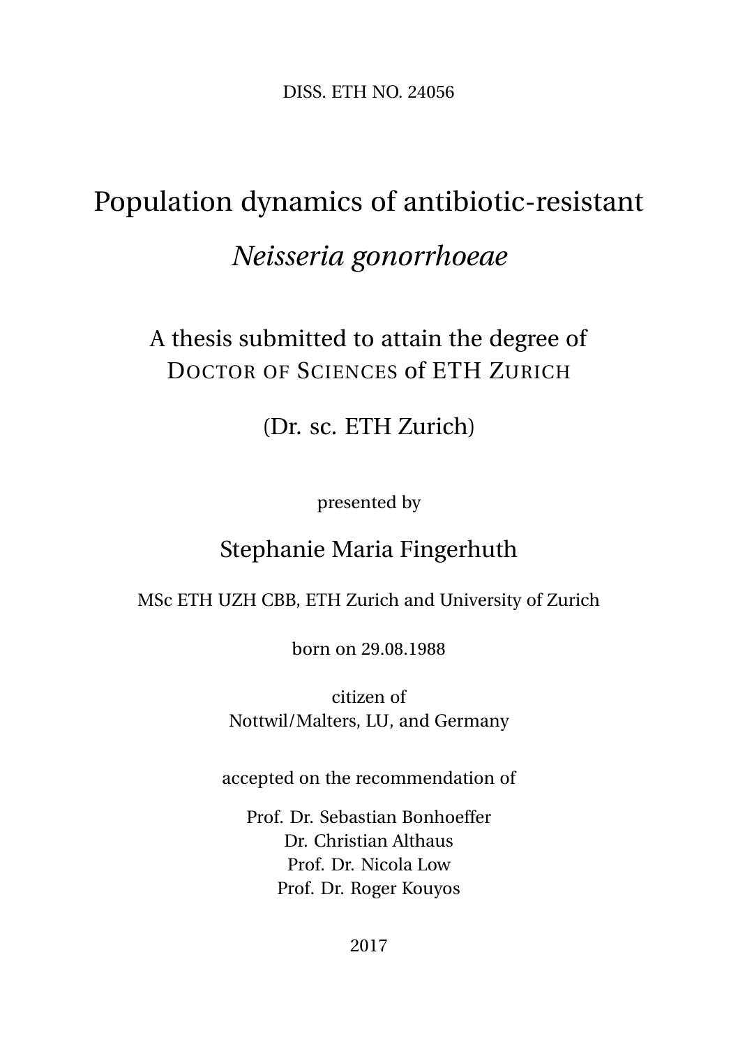DISS. ETH NO. 24056

# Population dynamics of antibiotic-resistant *Neisseria gonorrhoeae*

A thesis submitted to attain the degree of
DOCTOR OF SCIENCES of ETH ZURICH

(Dr. sc. ETH Zurich)

presented by

Stephanie Maria Fingerhuth

MSc ETH UZH CBB, ETH Zurich and University of Zurich

born on 29.08.1988

citizen of
Nottwil/Malters, LU, and Germany

accepted on the recommendation of

Prof. Dr. Sebastian Bonhoeffer
Dr. Christian Althaus
Prof. Dr. Nicola Low
Prof. Dr. Roger Kouyos

2017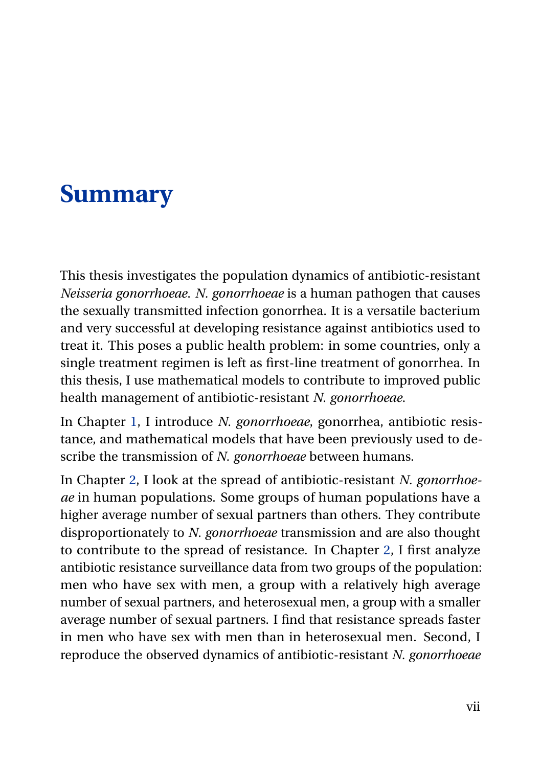# Summary

This thesis investigates the population dynamics of antibiotic-resistant *Neisseria gonorrhoeae*. *N. gonorrhoeae* is a human pathogen that causes the sexually transmitted infection gonorrhea. It is a versatile bacterium and very successful at developing resistance against antibiotics used to treat it. This poses a public health problem: in some countries, only a single treatment regimen is left as first-line treatment of gonorrhea. In this thesis, I use mathematical models to contribute to improved public health management of antibiotic-resistant *N. gonorrhoeae*.

In Chapter 1, I introduce *N. gonorrhoeae*, gonorrhea, antibiotic resistance, and mathematical models that have been previously used to describe the transmission of *N. gonorrhoeae* between humans.

In Chapter 2, I look at the spread of antibiotic-resistant *N. gonorrhoeae* in human populations. Some groups of human populations have a higher average number of sexual partners than others. They contribute disproportionately to *N. gonorrhoeae* transmission and are also thought to contribute to the spread of resistance. In Chapter 2, I first analyze antibiotic resistance surveillance data from two groups of the population: men who have sex with men, a group with a relatively high average number of sexual partners, and heterosexual men, a group with a smaller average number of sexual partners. I find that resistance spreads faster in men who have sex with men than in heterosexual men. Second, I reproduce the observed dynamics of antibiotic-resistant *N. gonorrhoeae*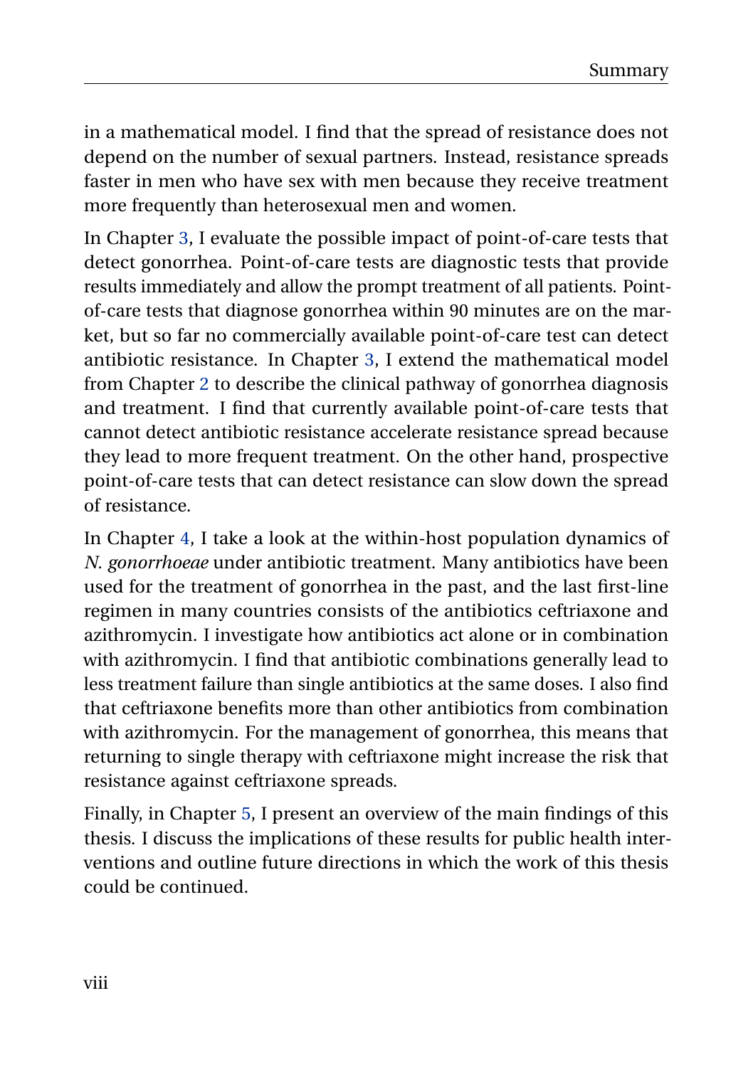in a mathematical model. I find that the spread of resistance does not depend on the number of sexual partners. Instead, resistance spreads faster in men who have sex with men because they receive treatment more frequently than heterosexual men and women.

In Chapter 3, I evaluate the possible impact of point-of-care tests that detect gonorrhea. Point-of-care tests are diagnostic tests that provide results immediately and allow the prompt treatment of all patients. Point-of-care tests that diagnose gonorrhea within 90 minutes are on the market, but so far no commercially available point-of-care test can detect antibiotic resistance. In Chapter 3, I extend the mathematical model from Chapter 2 to describe the clinical pathway of gonorrhea diagnosis and treatment. I find that currently available point-of-care tests that cannot detect antibiotic resistance accelerate resistance spread because they lead to more frequent treatment. On the other hand, prospective point-of-care tests that can detect resistance can slow down the spread of resistance.

In Chapter 4, I take a look at the within-host population dynamics of *N. gonorrhoeae* under antibiotic treatment. Many antibiotics have been used for the treatment of gonorrhea in the past, and the last first-line regimen in many countries consists of the antibiotics ceftriaxone and azithromycin. I investigate how antibiotics act alone or in combination with azithromycin. I find that antibiotic combinations generally lead to less treatment failure than single antibiotics at the same doses. I also find that ceftriaxone benefits more than other antibiotics from combination with azithromycin. For the management of gonorrhea, this means that returning to single therapy with ceftriaxone might increase the risk that resistance against ceftriaxone spreads.

Finally, in Chapter 5, I present an overview of the main findings of this thesis. I discuss the implications of these results for public health interventions and outline future directions in which the work of this thesis could be continued.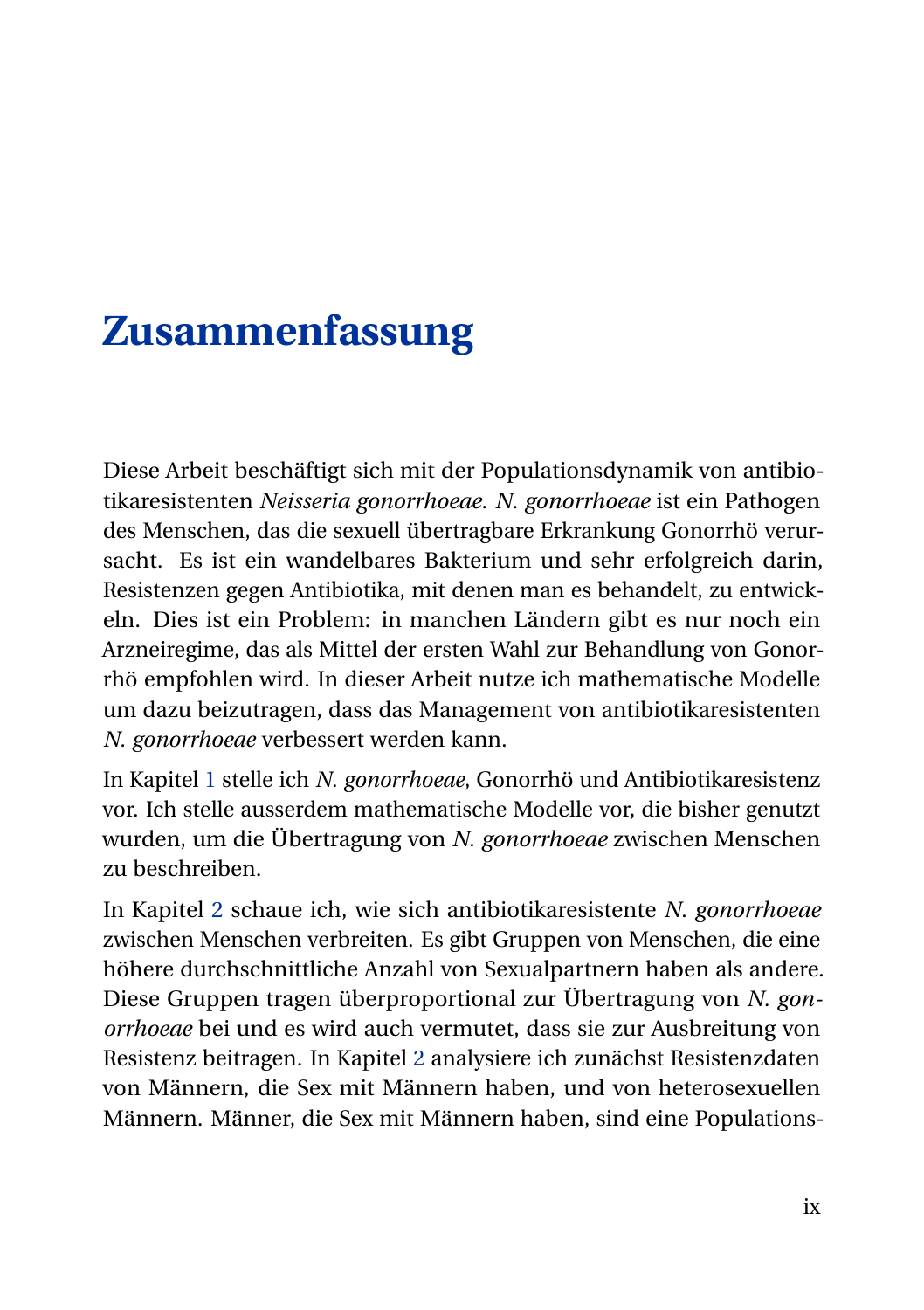# Zusammenfassung

Diese Arbeit beschäftigt sich mit der Populationsdynamik von antibiotikaresistenten *Neisseria gonorrhoeae*. *N. gonorrhoeae* ist ein Pathogen des Menschen, das die sexuell übertragbare Erkrankung Gonorrhö verursacht. Es ist ein wandelbares Bakterium und sehr erfolgreich darin, Resistenzen gegen Antibiotika, mit denen man es behandelt, zu entwickeln. Dies ist ein Problem: in manchen Ländern gibt es nur noch ein Arzneiregime, das als Mittel der ersten Wahl zur Behandlung von Gonorrhö empfohlen wird. In dieser Arbeit nutze ich mathematische Modelle um dazu beizutragen, dass das Management von antibiotikaresistenten *N. gonorrhoeae* verbessert werden kann.

In Kapitel 1 stelle ich *N. gonorrhoeae*, Gonorrhö und Antibiotikaresistenz vor. Ich stelle ausserdem mathematische Modelle vor, die bisher genutzt wurden, um die Übertragung von *N. gonorrhoeae* zwischen Menschen zu beschreiben.

In Kapitel 2 schaue ich, wie sich antibiotikaresistente *N. gonorrhoeae* zwischen Menschen verbreiten. Es gibt Gruppen von Menschen, die eine höhere durchschnittliche Anzahl von Sexualpartnern haben als andere. Diese Gruppen tragen überproportional zur Übertragung von *N. gonorrhoeae* bei und es wird auch vermutet, dass sie zur Ausbreitung von Resistenz beitragen. In Kapitel 2 analysiere ich zunächst Resistenzdaten von Männern, die Sex mit Männern haben, und von heterosexuellen Männern. Männer, die Sex mit Männern haben, sind eine Populations-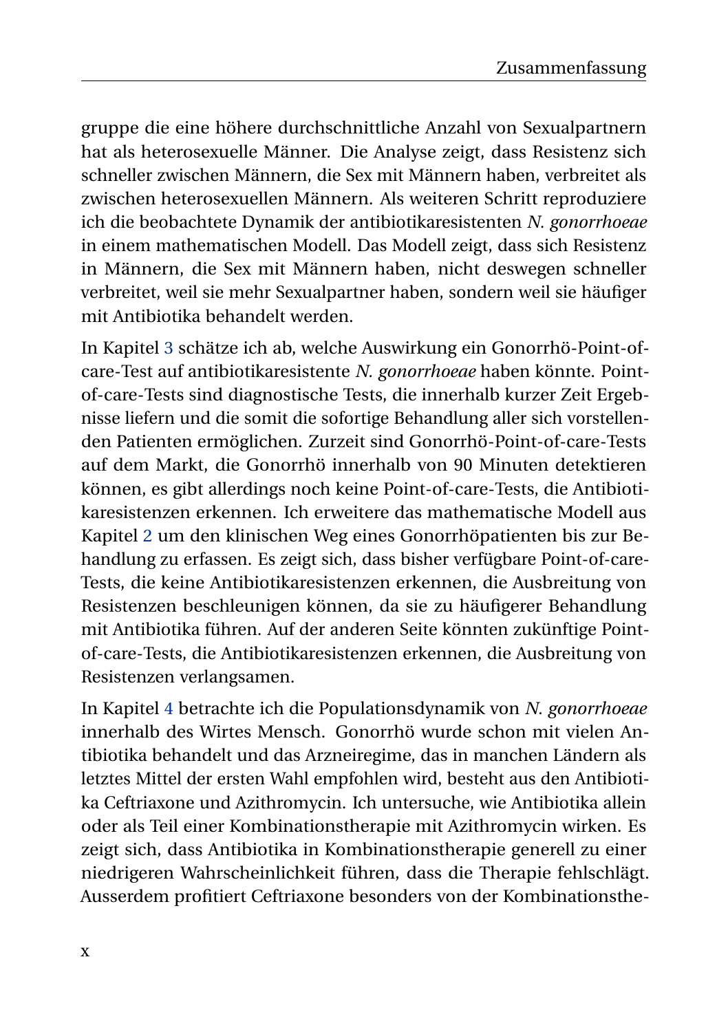gruppe die eine höhere durchschnittliche Anzahl von Sexualpartnern hat als heterosexuelle Männer. Die Analyse zeigt, dass Resistenz sich schneller zwischen Männern, die Sex mit Männern haben, verbreitet als zwischen heterosexuellen Männern. Als weiteren Schritt reproduziere ich die beobachtete Dynamik der antibiotikaresistenten *N. gonorrhoeae* in einem mathematischen Modell. Das Modell zeigt, dass sich Resistenz in Männern, die Sex mit Männern haben, nicht deswegen schneller verbreitet, weil sie mehr Sexualpartner haben, sondern weil sie häufiger mit Antibiotika behandelt werden.

In Kapitel 3 schätze ich ab, welche Auswirkung ein Gonorrhö-Point-of-care-Test auf antibiotikaresistente *N. gonorrhoeae* haben könnte. Point-of-care-Tests sind diagnostische Tests, die innerhalb kurzer Zeit Ergebnisse liefern und die somit die sofortige Behandlung aller sich vorstellenden Patienten ermöglichen. Zurzeit sind Gonorrhö-Point-of-care-Tests auf dem Markt, die Gonorrhö innerhalb von 90 Minuten detektieren können, es gibt allerdings noch keine Point-of-care-Tests, die Antibiotikaresistenzen erkennen. Ich erweitere das mathematische Modell aus Kapitel 2 um den klinischen Weg eines Gonorrhöpatienten bis zur Behandlung zu erfassen. Es zeigt sich, dass bisher verfügbare Point-of-care-Tests, die keine Antibiotikaresistenzen erkennen, die Ausbreitung von Resistenzen beschleunigen können, da sie zu häufigerer Behandlung mit Antibiotika führen. Auf der anderen Seite könnten zukünftige Point-of-care-Tests, die Antibiotikaresistenzen erkennen, die Ausbreitung von Resistenzen verlangsamen.

In Kapitel 4 betrachte ich die Populationsdynamik von *N. gonorrhoeae* innerhalb des Wirtes Mensch. Gonorrhö wurde schon mit vielen Antibiotika behandelt und das Arzneiregime, das in manchen Ländern als letztes Mittel der ersten Wahl empfohlen wird, besteht aus den Antibiotika Ceftriaxone und Azithromycin. Ich untersuche, wie Antibiotika allein oder als Teil einer Kombinationstherapie mit Azithromycin wirken. Es zeigt sich, dass Antibiotika in Kombinationstherapie generell zu einer niedrigeren Wahrscheinlichkeit führen, dass die Therapie fehlschlägt. Ausserdem profitiert Ceftriaxone besonders von der Kombinationsthe-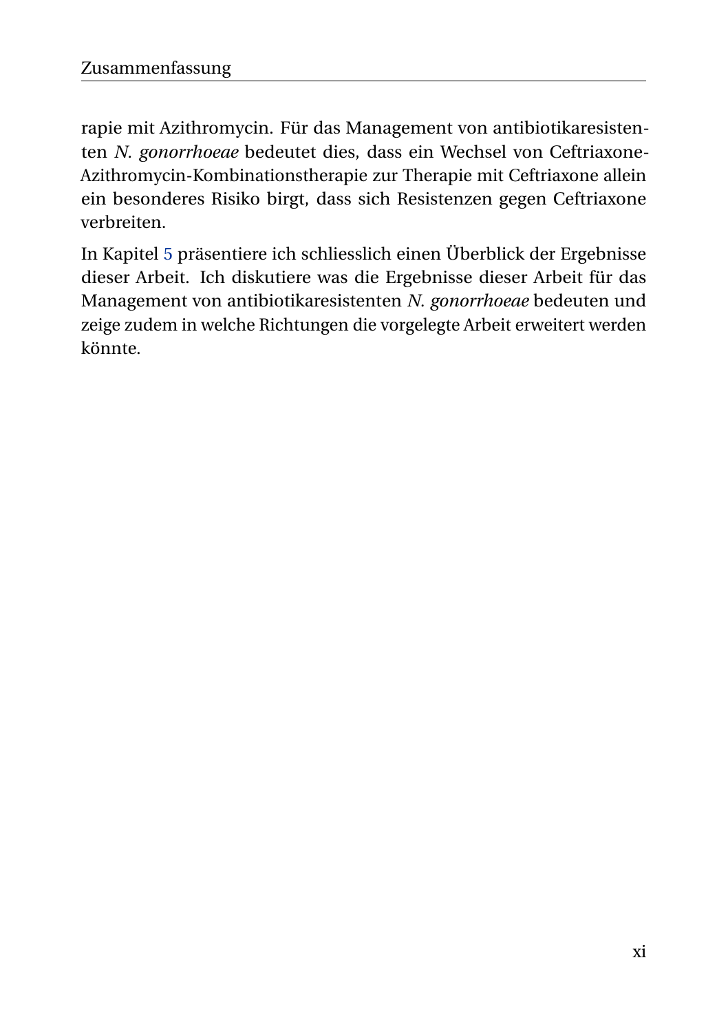rapie mit Azithromycin. Für das Management von antibiotikaresistenten *N. gonorrhoeae* bedeutet dies, dass ein Wechsel von Ceftriaxone-Azithromycin-Kombinationstherapie zur Therapie mit Ceftriaxone allein ein besonderes Risiko birgt, dass sich Resistenzen gegen Ceftriaxone verbreiten.

In Kapitel 5 präsentiere ich schliesslich einen Überblick der Ergebnisse dieser Arbeit. Ich diskutiere was die Ergebnisse dieser Arbeit für das Management von antibiotikaresistenten *N. gonorrhoeae* bedeuten und zeige zudem in welche Richtungen die vorgelegte Arbeit erweitert werden könnte.